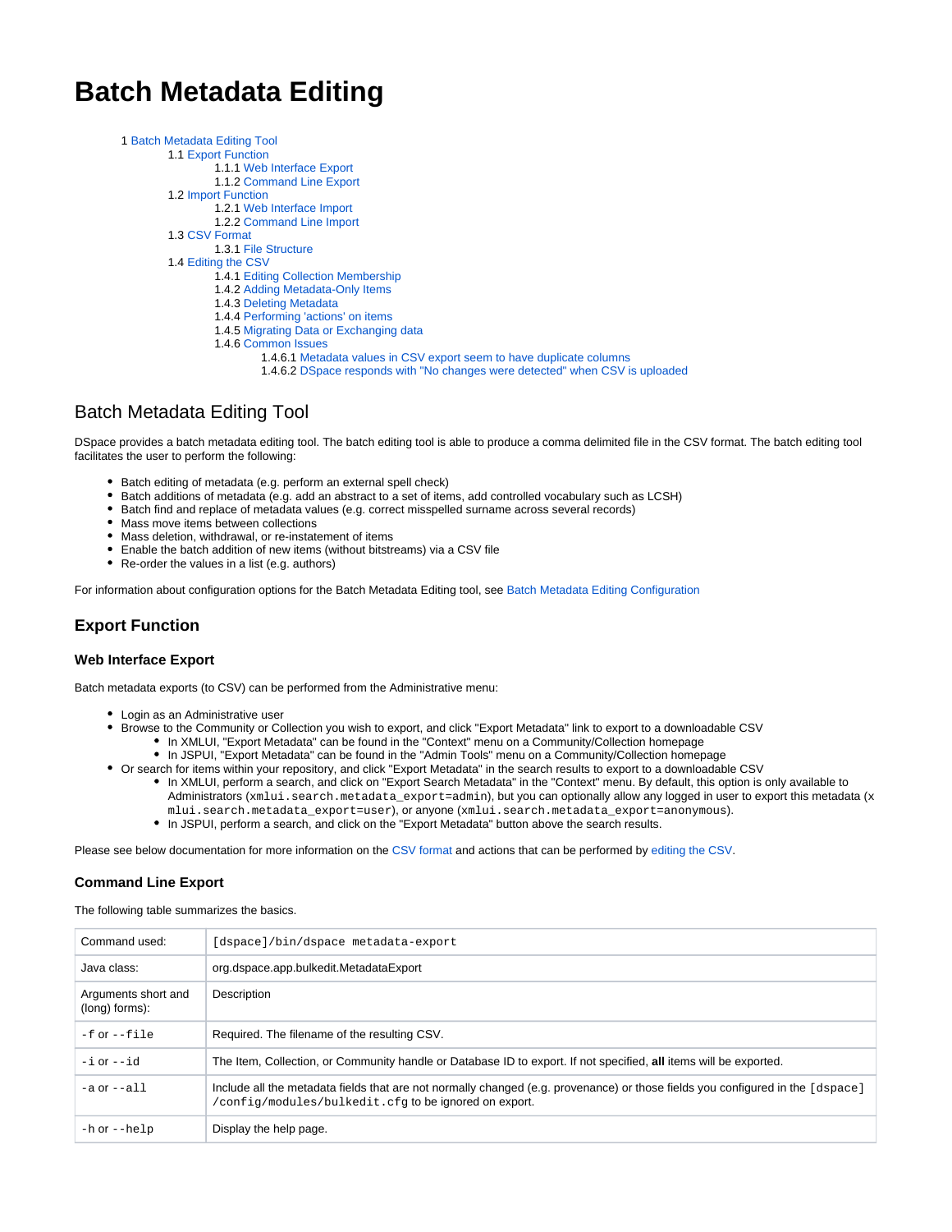# Batch Metadata Editing

- 1 Batch Metadata Editing Tool
  - 1.1 Export Function
    - 1.1.1 Web Interface Export
    - 1.1.2 Command Line Export
  - 1.2 Import Function
    - 1.2.1 Web Interface Import
    - 1.2.2 Command Line Import
  - 1.3 CSV Format
    - 1.3.1 File Structure
  - 1.4 Editing the CSV
    - 1.4.1 Editing Collection Membership
    - 1.4.2 Adding Metadata-Only Items
    - 1.4.3 Deleting Metadata
    - 1.4.4 Performing 'actions' on items
    - 1.4.5 Migrating Data or Exchanging data
    - 1.4.6 Common Issues
      - 1.4.6.1 Metadata values in CSV export seem to have duplicate columns
      - 1.4.6.2 DSpace responds with "No changes were detected" when CSV is uploaded

## Batch Metadata Editing Tool

DSpace provides a batch metadata editing tool. The batch editing tool is able to produce a comma delimited file in the CSV format. The batch editing tool facilitates the user to perform the following:

- Batch editing of metadata (e.g. perform an external spell check)
- Batch additions of metadata (e.g. add an abstract to a set of items, add controlled vocabulary such as LCSH)
- Batch find and replace of metadata values (e.g. correct misspelled surname across several records)
- Mass move items between collections
- Mass deletion, withdrawal, or re-instatement of items
- Enable the batch addition of new items (without bitstreams) via a CSV file
- Re-order the values in a list (e.g. authors)

For information about configuration options for the Batch Metadata Editing tool, see Batch Metadata Editing Configuration

### Export Function

#### Web Interface Export

Batch metadata exports (to CSV) can be performed from the Administrative menu:

- Login as an Administrative user
- Browse to the Community or Collection you wish to export, and click "Export Metadata" link to export to a downloadable CSV
  - In XMLUI, "Export Metadata" can be found in the "Context" menu on a Community/Collection homepage
  - In JSPUI, "Export Metadata" can be found in the "Admin Tools" menu on a Community/Collection homepage
- Or search for items within your repository, and click "Export Metadata" in the search results to export to a downloadable CSV
  - In XMLUI, perform a search, and click on "Export Search Metadata" in the "Context" menu. By default, this option is only available to Administrators (`xmlui.search.metadata_export=admin`), but you can optionally allow any logged in user to export this metadata (`xmlui.search.metadata_export=user`), or anyone (`xmlui.search.metadata_export=anonymous`).
  - In JSPUI, perform a search, and click on the "Export Metadata" button above the search results.

Please see below documentation for more information on the CSV format and actions that can be performed by editing the CSV.

#### Command Line Export

The following table summarizes the basics.

| Command used: | `[dspace]/bin/dspace metadata-export` |
|---|---|
| Java class: | org.dspace.app.bulkedit.MetadataExport |
| Arguments short and (long) forms): | Description |
| `-f` or `--file` | Required. The filename of the resulting CSV. |
| `-i` or `--id` | The Item, Collection, or Community handle or Database ID to export. If not specified, **all** items will be exported. |
| `-a` or `--all` | Include all the metadata fields that are not normally changed (e.g. provenance) or those fields you configured in the `[dspace]/config/modules/bulkedit.cfg` to be ignored on export. |
| `-h` or `--help` | Display the help page. |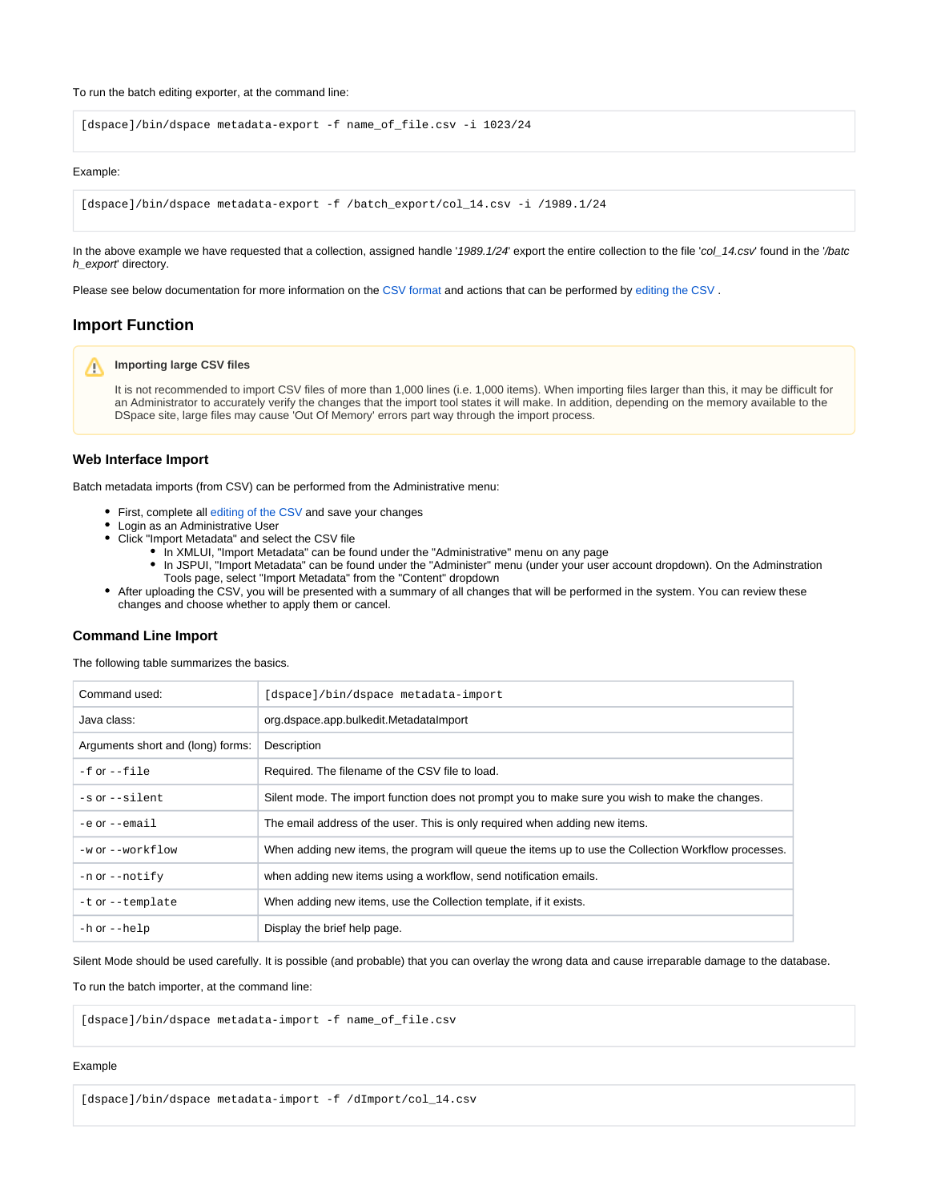To run the batch editing exporter, at the command line:

```
[dspace]/bin/dspace metadata-export -f name_of_file.csv -i 1023/24
```

Example:

```
[dspace]/bin/dspace metadata-export -f /batch_export/col_14.csv -i /1989.1/24
```

In the above example we have requested that a collection, assigned handle '*1989.1/24*' export the entire collection to the file '*col_14.csv*' found in the '*/batch_export*' directory.

Please see below documentation for more information on the CSV format and actions that can be performed by editing the CSV .

## Import Function

> **Importing large CSV files**
>
> It is not recommended to import CSV files of more than 1,000 lines (i.e. 1,000 items). When importing files larger than this, it may be difficult for an Administrator to accurately verify the changes that the import tool states it will make. In addition, depending on the memory available to the DSpace site, large files may cause 'Out Of Memory' errors part way through the import process.

### Web Interface Import

Batch metadata imports (from CSV) can be performed from the Administrative menu:

- First, complete all editing of the CSV and save your changes
- Login as an Administrative User
- Click "Import Metadata" and select the CSV file
  - In XMLUI, "Import Metadata" can be found under the "Administrative" menu on any page
  - In JSPUI, "Import Metadata" can be found under the "Administer" menu (under your user account dropdown). On the Adminstration Tools page, select "Import Metadata" from the "Content" dropdown
- After uploading the CSV, you will be presented with a summary of all changes that will be performed in the system. You can review these changes and choose whether to apply them or cancel.

### Command Line Import

The following table summarizes the basics.

| Command used: | `[dspace]/bin/dspace metadata-import` |
|---|---|
| Java class: | org.dspace.app.bulkedit.MetadataImport |
| Arguments short and (long) forms: | Description |
| `-f` or `--file` | Required. The filename of the CSV file to load. |
| `-s` or `--silent` | Silent mode. The import function does not prompt you to make sure you wish to make the changes. |
| `-e` or `--email` | The email address of the user. This is only required when adding new items. |
| `-w` or `--workflow` | When adding new items, the program will queue the items up to use the Collection Workflow processes. |
| `-n` or `--notify` | when adding new items using a workflow, send notification emails. |
| `-t` or `--template` | When adding new items, use the Collection template, if it exists. |
| `-h` or `--help` | Display the brief help page. |

Silent Mode should be used carefully. It is possible (and probable) that you can overlay the wrong data and cause irreparable damage to the database.

To run the batch importer, at the command line:

```
[dspace]/bin/dspace metadata-import -f name_of_file.csv
```

Example

```
[dspace]/bin/dspace metadata-import -f /dImport/col_14.csv
```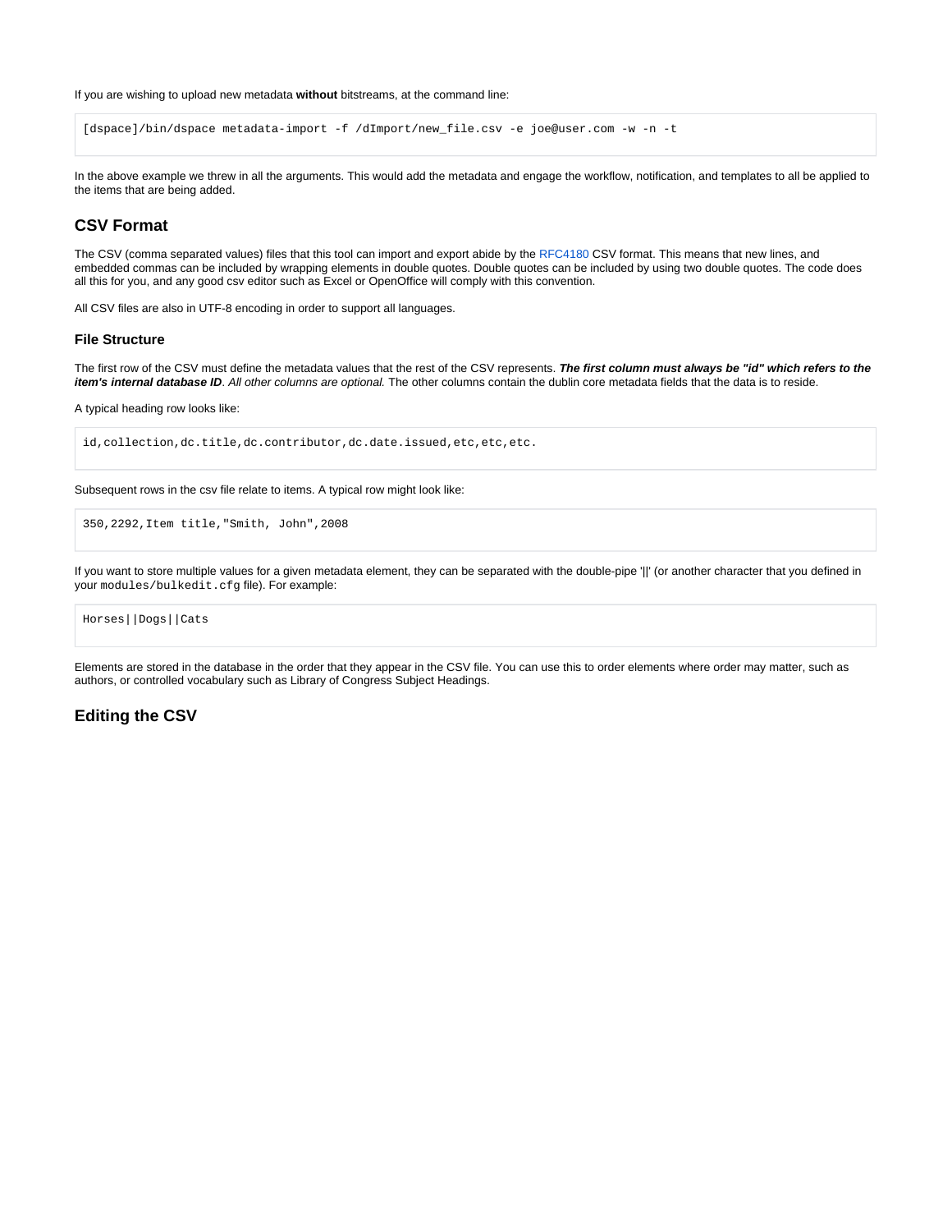If you are wishing to upload new metadata **without** bitstreams, at the command line:

```
[dspace]/bin/dspace metadata-import -f /dImport/new_file.csv -e joe@user.com -w -n -t
```

In the above example we threw in all the arguments. This would add the metadata and engage the workflow, notification, and templates to all be applied to the items that are being added.

## CSV Format

The CSV (comma separated values) files that this tool can import and export abide by the RFC4180 CSV format. This means that new lines, and embedded commas can be included by wrapping elements in double quotes. Double quotes can be included by using two double quotes. The code does all this for you, and any good csv editor such as Excel or OpenOffice will comply with this convention.

All CSV files are also in UTF-8 encoding in order to support all languages.

### File Structure

The first row of the CSV must define the metadata values that the rest of the CSV represents. ***The first column must always be "id" which refers to the item's internal database ID***. *All other columns are optional.* The other columns contain the dublin core metadata fields that the data is to reside.

A typical heading row looks like:

```
id,collection,dc.title,dc.contributor,dc.date.issued,etc,etc,etc.
```

Subsequent rows in the csv file relate to items. A typical row might look like:

```
350,2292,Item title,"Smith, John",2008
```

If you want to store multiple values for a given metadata element, they can be separated with the double-pipe '||' (or another character that you defined in your `modules/bulkedit.cfg` file). For example:

```
Horses||Dogs||Cats
```

Elements are stored in the database in the order that they appear in the CSV file. You can use this to order elements where order may matter, such as authors, or controlled vocabulary such as Library of Congress Subject Headings.

## Editing the CSV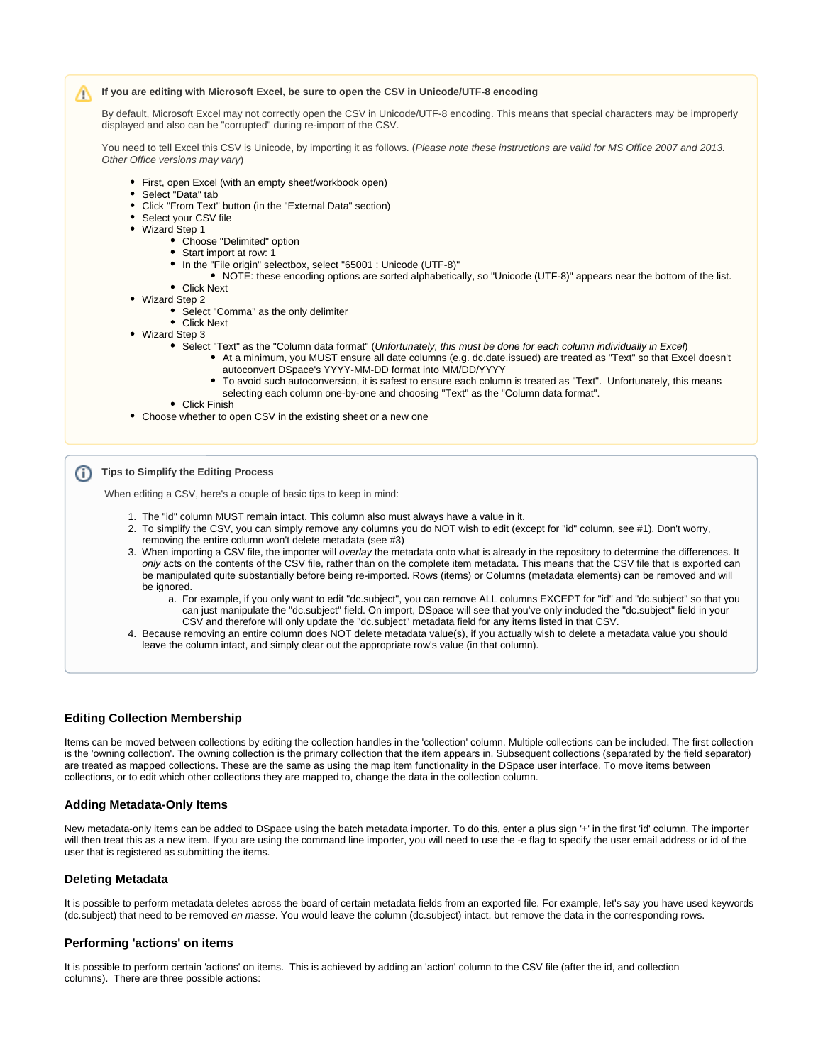> ⚠ **If you are editing with Microsoft Excel, be sure to open the CSV in Unicode/UTF-8 encoding**
>
> By default, Microsoft Excel may not correctly open the CSV in Unicode/UTF-8 encoding. This means that special characters may be improperly displayed and also can be "corrupted" during re-import of the CSV.
>
> You need to tell Excel this CSV is Unicode, by importing it as follows. (*Please note these instructions are valid for MS Office 2007 and 2013. Other Office versions may vary*)
>
> - First, open Excel (with an empty sheet/workbook open)
> - Select "Data" tab
> - Click "From Text" button (in the "External Data" section)
> - Select your CSV file
> - Wizard Step 1
>   - Choose "Delimited" option
>   - Start import at row: 1
>   - In the "File origin" selectbox, select "65001 : Unicode (UTF-8)"
>     - NOTE: these encoding options are sorted alphabetically, so "Unicode (UTF-8)" appears near the bottom of the list.
>   - Click Next
> - Wizard Step 2
>   - Select "Comma" as the only delimiter
>   - Click Next
> - Wizard Step 3
>   - Select "Text" as the "Column data format" (*Unfortunately, this must be done for each column individually in Excel*)
>     - At a minimum, you MUST ensure all date columns (e.g. dc.date.issued) are treated as "Text" so that Excel doesn't autoconvert DSpace's YYYY-MM-DD format into MM/DD/YYYY
>     - To avoid such autoconversion, it is safest to ensure each column is treated as "Text". Unfortunately, this means selecting each column one-by-one and choosing "Text" as the "Column data format".
>   - Click Finish
> - Choose whether to open CSV in the existing sheet or a new one

> ⓘ **Tips to Simplify the Editing Process**
>
> When editing a CSV, here's a couple of basic tips to keep in mind:
>
> 1. The "id" column MUST remain intact. This column also must always have a value in it.
> 2. To simplify the CSV, you can simply remove any columns you do NOT wish to edit (except for "id" column, see #1). Don't worry, removing the entire column won't delete metadata (see #3)
> 3. When importing a CSV file, the importer will *overlay* the metadata onto what is already in the repository to determine the differences. It *only* acts on the contents of the CSV file, rather than on the complete item metadata. This means that the CSV file that is exported can be manipulated quite substantially before being re-imported. Rows (items) or Columns (metadata elements) can be removed and will be ignored.
>    a. For example, if you only want to edit "dc.subject", you can remove ALL columns EXCEPT for "id" and "dc.subject" so that you can just manipulate the "dc.subject" field. On import, DSpace will see that you've only included the "dc.subject" field in your CSV and therefore will only update the "dc.subject" metadata field for any items listed in that CSV.
> 4. Because removing an entire column does NOT delete metadata value(s), if you actually wish to delete a metadata value you should leave the column intact, and simply clear out the appropriate row's value (in that column).

### Editing Collection Membership

Items can be moved between collections by editing the collection handles in the 'collection' column. Multiple collections can be included. The first collection is the 'owning collection'. The owning collection is the primary collection that the item appears in. Subsequent collections (separated by the field separator) are treated as mapped collections. These are the same as using the map item functionality in the DSpace user interface. To move items between collections, or to edit which other collections they are mapped to, change the data in the collection column.

### Adding Metadata-Only Items

New metadata-only items can be added to DSpace using the batch metadata importer. To do this, enter a plus sign '+' in the first 'id' column. The importer will then treat this as a new item. If you are using the command line importer, you will need to use the -e flag to specify the user email address or id of the user that is registered as submitting the items.

### Deleting Metadata

It is possible to perform metadata deletes across the board of certain metadata fields from an exported file. For example, let's say you have used keywords (dc.subject) that need to be removed *en masse*. You would leave the column (dc.subject) intact, but remove the data in the corresponding rows.

### Performing 'actions' on items

It is possible to perform certain 'actions' on items. This is achieved by adding an 'action' column to the CSV file (after the id, and collection columns). There are three possible actions: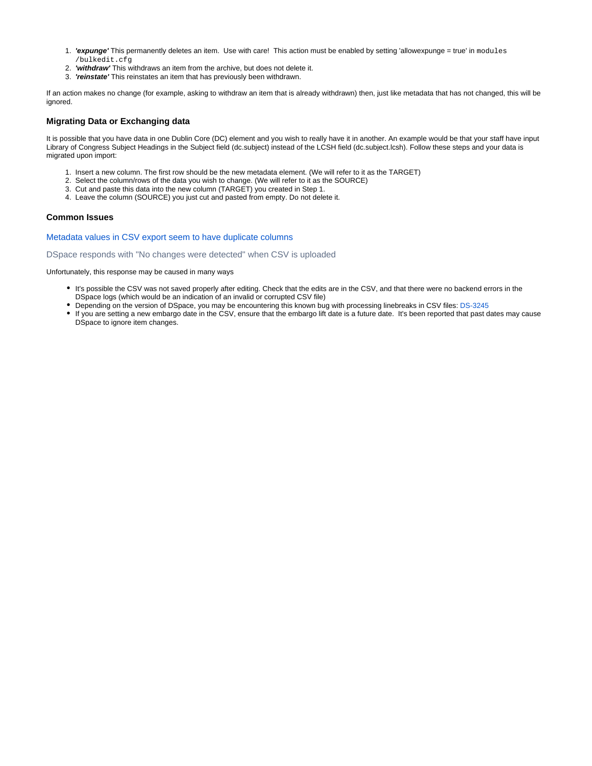1. ***'expunge'*** This permanently deletes an item.  Use with care!  This action must be enabled by setting 'allowexpunge = true' in `modules/bulkedit.cfg`
2. ***'withdraw'*** This withdraws an item from the archive, but does not delete it.
3. ***'reinstate'*** This reinstates an item that has previously been withdrawn.

If an action makes no change (for example, asking to withdraw an item that is already withdrawn) then, just like metadata that has not changed, this will be ignored.

### Migrating Data or Exchanging data

It is possible that you have data in one Dublin Core (DC) element and you wish to really have it in another. An example would be that your staff have input Library of Congress Subject Headings in the Subject field (dc.subject) instead of the LCSH field (dc.subject.lcsh). Follow these steps and your data is migrated upon import:

1. Insert a new column. The first row should be the new metadata element. (We will refer to it as the TARGET)
2. Select the column/rows of the data you wish to change. (We will refer to it as the SOURCE)
3. Cut and paste this data into the new column (TARGET) you created in Step 1.
4. Leave the column (SOURCE) you just cut and pasted from empty. Do not delete it.

### Common Issues

#### Metadata values in CSV export seem to have duplicate columns

#### DSpace responds with "No changes were detected" when CSV is uploaded

Unfortunately, this response may be caused in many ways

- It's possible the CSV was not saved properly after editing. Check that the edits are in the CSV, and that there were no backend errors in the DSpace logs (which would be an indication of an invalid or corrupted CSV file)
- Depending on the version of DSpace, you may be encountering this known bug with processing linebreaks in CSV files: DS-3245
- If you are setting a new embargo date in the CSV, ensure that the embargo lift date is a future date.  It's been reported that past dates may cause DSpace to ignore item changes.